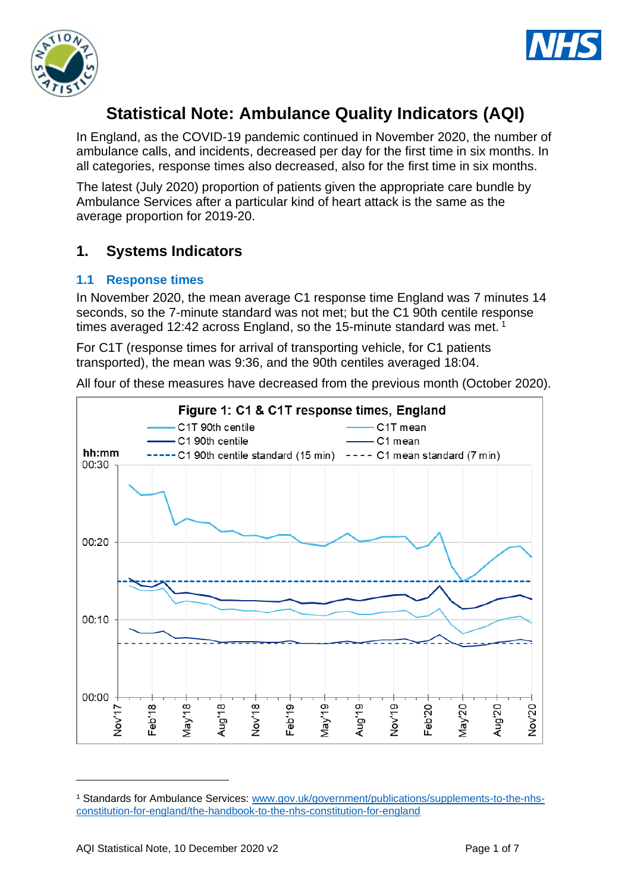# Statistical Note: Ambulance Quality Indicators (AQI)

In England, as the COVID-19 pandemic continued in November 2020, the number of ambulance calls, and incidents, decreased per day for the first time in six months. In all categories, response times also decreased, also for the first time in six months.

The latest (July 2020) proportion of patients given the appropriate care bundle by Ambulance Services after a particular kind of heart attack is the same as the average proportion for 2019-20.

## 1. Systems Indicators

### 1.1 Response times

In November 2020, the mean average C1 response time England was 7 minutes 14 seconds, so the 7-minute standard was not met; but the C1 90th centile response times averaged 12:42 across England, so the 15-minute standard was met.[1]

For C1T (response times for arrival of transporting vehicle, for C1 patients transported), the mean was 9:36, and the 90th centiles averaged 18:04.

All four of these measures have decreased from the previous month (October 2020).

**Figure 1: C1 & C1T response times, England**

[1] Standards for Ambulance Services: www.gov.uk/government/publications/supplements-to-the-nhs-constitution-for-england/the-handbook-to-the-nhs-constitution-for-england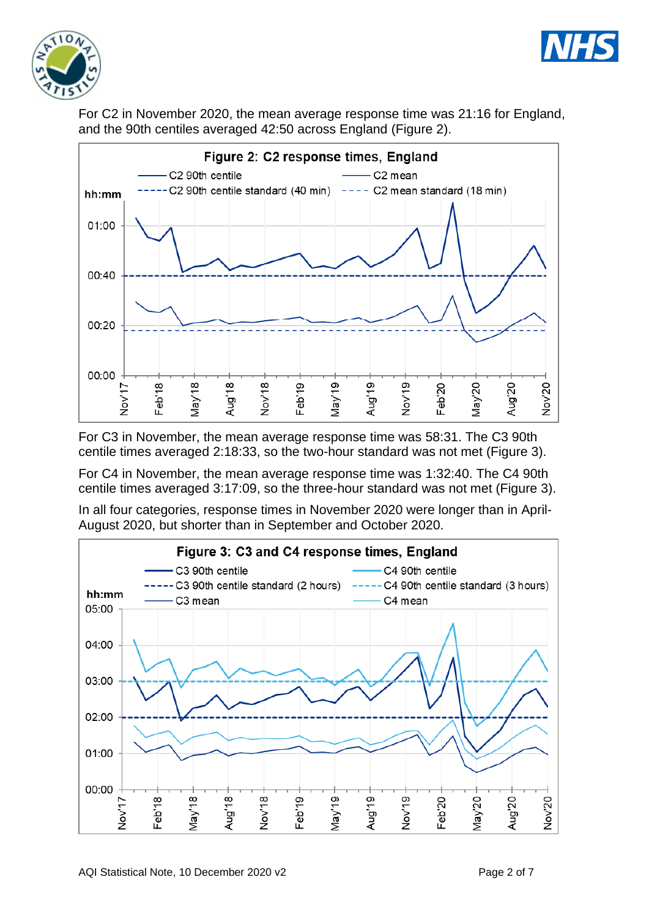For C2 in November 2020, the mean average response time was 21:16 for England, and the 90th centiles averaged 42:50 across England (Figure 2).

**Figure 2: C2 response times, England**

For C3 in November, the mean average response time was 58:31. The C3 90th centile times averaged 2:18:33, so the two-hour standard was not met (Figure 3).

For C4 in November, the mean average response time was 1:32:40. The C4 90th centile times averaged 3:17:09, so the three-hour standard was not met (Figure 3).

In all four categories, response times in November 2020 were longer than in April-August 2020, but shorter than in September and October 2020.

**Figure 3: C3 and C4 response times, England**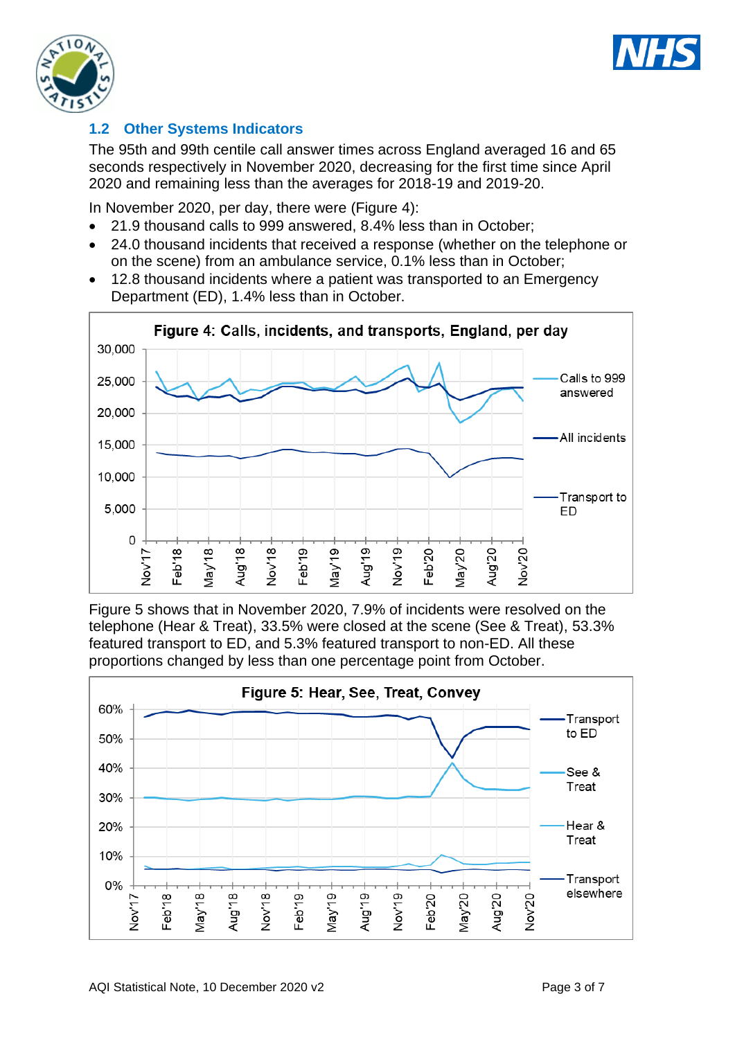## 1.2 Other Systems Indicators

The 95th and 99th centile call answer times across England averaged 16 and 65 seconds respectively in November 2020, decreasing for the first time since April 2020 and remaining less than the averages for 2018-19 and 2019-20.

In November 2020, per day, there were (Figure 4):

- 21.9 thousand calls to 999 answered, 8.4% less than in October;
- 24.0 thousand incidents that received a response (whether on the telephone or on the scene) from an ambulance service, 0.1% less than in October;
- 12.8 thousand incidents where a patient was transported to an Emergency Department (ED), 1.4% less than in October.

**Figure 4: Calls, incidents, and transports, England, per day**

Figure 5 shows that in November 2020, 7.9% of incidents were resolved on the telephone (Hear & Treat), 33.5% were closed at the scene (See & Treat), 53.3% featured transport to ED, and 5.3% featured transport to non-ED. All these proportions changed by less than one percentage point from October.

**Figure 5: Hear, See, Treat, Convey**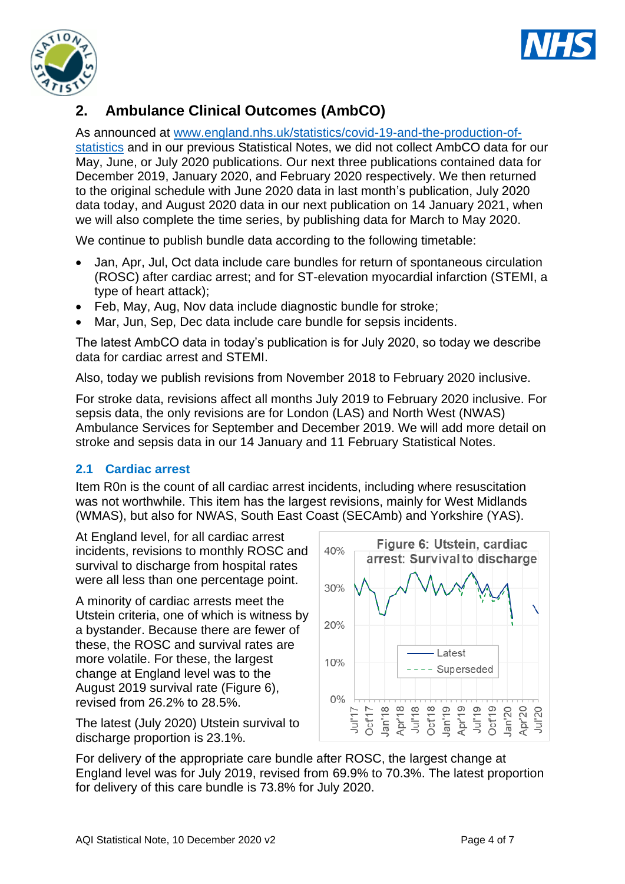## 2. Ambulance Clinical Outcomes (AmbCO)

As announced at [www.england.nhs.uk/statistics/covid-19-and-the-production-of-statistics](www.england.nhs.uk/statistics/covid-19-and-the-production-of-statistics) and in our previous Statistical Notes, we did not collect AmbCO data for our May, June, or July 2020 publications. Our next three publications contained data for December 2019, January 2020, and February 2020 respectively. We then returned to the original schedule with June 2020 data in last month's publication, July 2020 data today, and August 2020 data in our next publication on 14 January 2021, when we will also complete the time series, by publishing data for March to May 2020.

We continue to publish bundle data according to the following timetable:

- Jan, Apr, Jul, Oct data include care bundles for return of spontaneous circulation (ROSC) after cardiac arrest; and for ST-elevation myocardial infarction (STEMI, a type of heart attack);
- Feb, May, Aug, Nov data include diagnostic bundle for stroke;
- Mar, Jun, Sep, Dec data include care bundle for sepsis incidents.

The latest AmbCO data in today's publication is for July 2020, so today we describe data for cardiac arrest and STEMI.

Also, today we publish revisions from November 2018 to February 2020 inclusive.

For stroke data, revisions affect all months July 2019 to February 2020 inclusive. For sepsis data, the only revisions are for London (LAS) and North West (NWAS) Ambulance Services for September and December 2019. We will add more detail on stroke and sepsis data in our 14 January and 11 February Statistical Notes.

### 2.1 Cardiac arrest

Item R0n is the count of all cardiac arrest incidents, including where resuscitation was not worthwhile. This item has the largest revisions, mainly for West Midlands (WMAS), but also for NWAS, South East Coast (SECAmb) and Yorkshire (YAS).

At England level, for all cardiac arrest incidents, revisions to monthly ROSC and survival to discharge from hospital rates were all less than one percentage point.

A minority of cardiac arrests meet the Utstein criteria, one of which is witness by a bystander. Because there are fewer of these, the ROSC and survival rates are more volatile. For these, the largest change at England level was to the August 2019 survival rate (Figure 6), revised from 26.2% to 28.5%.

Figure 6: Utstein, cardiac arrest: Survival to discharge

The latest (July 2020) Utstein survival to discharge proportion is 23.1%.

For delivery of the appropriate care bundle after ROSC, the largest change at England level was for July 2019, revised from 69.9% to 70.3%. The latest proportion for delivery of this care bundle is 73.8% for July 2020.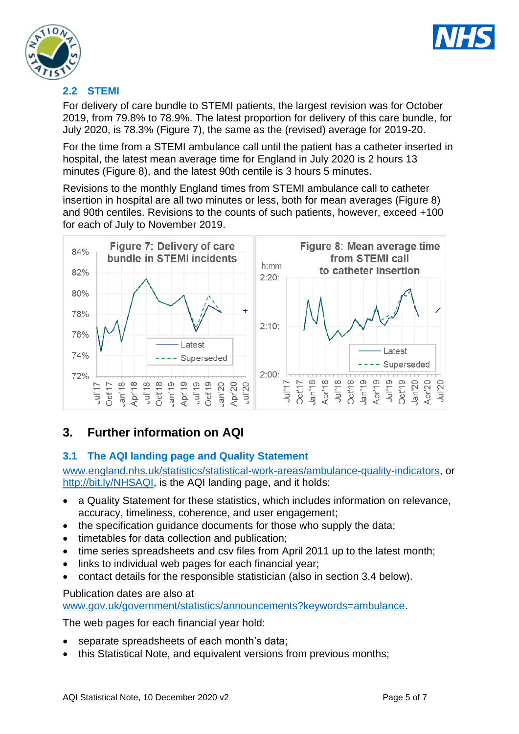## 2.2 STEMI

For delivery of care bundle to STEMI patients, the largest revision was for October 2019, from 79.8% to 78.9%. The latest proportion for delivery of this care bundle, for July 2020, is 78.3% (Figure 7), the same as the (revised) average for 2019-20.

For the time from a STEMI ambulance call until the patient has a catheter inserted in hospital, the latest mean average time for England in July 2020 is 2 hours 13 minutes (Figure 8), and the latest 90th centile is 3 hours 5 minutes.

Revisions to the monthly England times from STEMI ambulance call to catheter insertion in hospital are all two minutes or less, both for mean averages (Figure 8) and 90th centiles. Revisions to the counts of such patients, however, exceed +100 for each of July to November 2019.

Figure 7: Delivery of care bundle in STEMI incidents

Figure 8: Mean average time from STEMI call to catheter insertion

# 3. Further information on AQI

## 3.1 The AQI landing page and Quality Statement

www.england.nhs.uk/statistics/statistical-work-areas/ambulance-quality-indicators, or http://bit.ly/NHSAQI, is the AQI landing page, and it holds:

- a Quality Statement for these statistics, which includes information on relevance, accuracy, timeliness, coherence, and user engagement;
- the specification guidance documents for those who supply the data;
- timetables for data collection and publication;
- time series spreadsheets and csv files from April 2011 up to the latest month;
- links to individual web pages for each financial year;
- contact details for the responsible statistician (also in section 3.4 below).

Publication dates are also at www.gov.uk/government/statistics/announcements?keywords=ambulance.

The web pages for each financial year hold:

- separate spreadsheets of each month's data;
- this Statistical Note, and equivalent versions from previous months;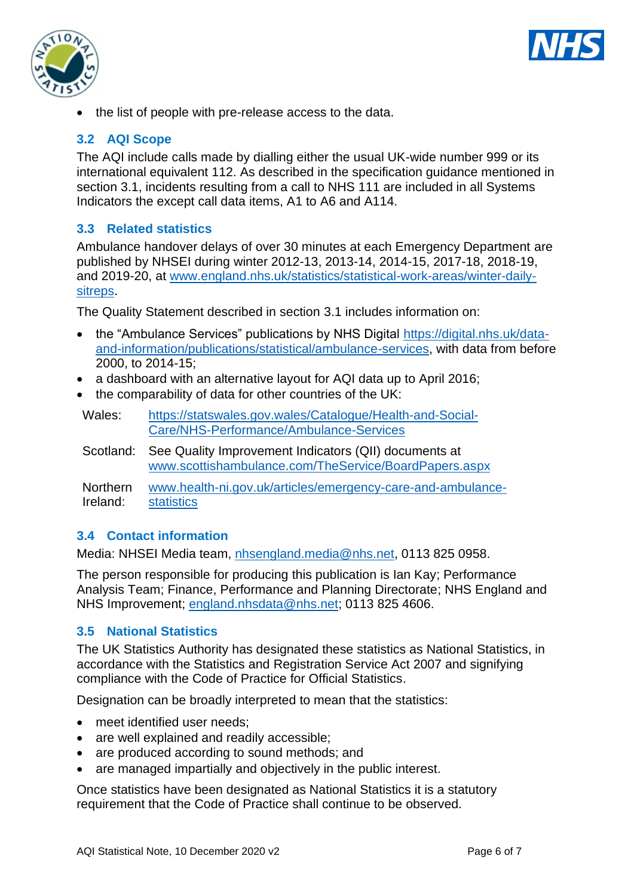- the list of people with pre-release access to the data.

### 3.2 AQI Scope

The AQI include calls made by dialling either the usual UK-wide number 999 or its international equivalent 112. As described in the specification guidance mentioned in section 3.1, incidents resulting from a call to NHS 111 are included in all Systems Indicators the except call data items, A1 to A6 and A114.

### 3.3 Related statistics

Ambulance handover delays of over 30 minutes at each Emergency Department are published by NHSEI during winter 2012-13, 2013-14, 2014-15, 2017-18, 2018-19, and 2019-20, at www.england.nhs.uk/statistics/statistical-work-areas/winter-daily-sitreps.

The Quality Statement described in section 3.1 includes information on:

- the "Ambulance Services" publications by NHS Digital https://digital.nhs.uk/data-and-information/publications/statistical/ambulance-services, with data from before 2000, to 2014-15;
- a dashboard with an alternative layout for AQI data up to April 2016;
- the comparability of data for other countries of the UK:

| | |
|---|---|
| Wales: | https://statswales.gov.wales/Catalogue/Health-and-Social-Care/NHS-Performance/Ambulance-Services |
| Scotland: | See Quality Improvement Indicators (QII) documents at www.scottishambulance.com/TheService/BoardPapers.aspx |
| Northern Ireland: | www.health-ni.gov.uk/articles/emergency-care-and-ambulance-statistics |

### 3.4 Contact information

Media: NHSEI Media team, nhsengland.media@nhs.net, 0113 825 0958.

The person responsible for producing this publication is Ian Kay; Performance Analysis Team; Finance, Performance and Planning Directorate; NHS England and NHS Improvement; england.nhsdata@nhs.net; 0113 825 4606.

### 3.5 National Statistics

The UK Statistics Authority has designated these statistics as National Statistics, in accordance with the Statistics and Registration Service Act 2007 and signifying compliance with the Code of Practice for Official Statistics.

Designation can be broadly interpreted to mean that the statistics:

- meet identified user needs;
- are well explained and readily accessible;
- are produced according to sound methods; and
- are managed impartially and objectively in the public interest.

Once statistics have been designated as National Statistics it is a statutory requirement that the Code of Practice shall continue to be observed.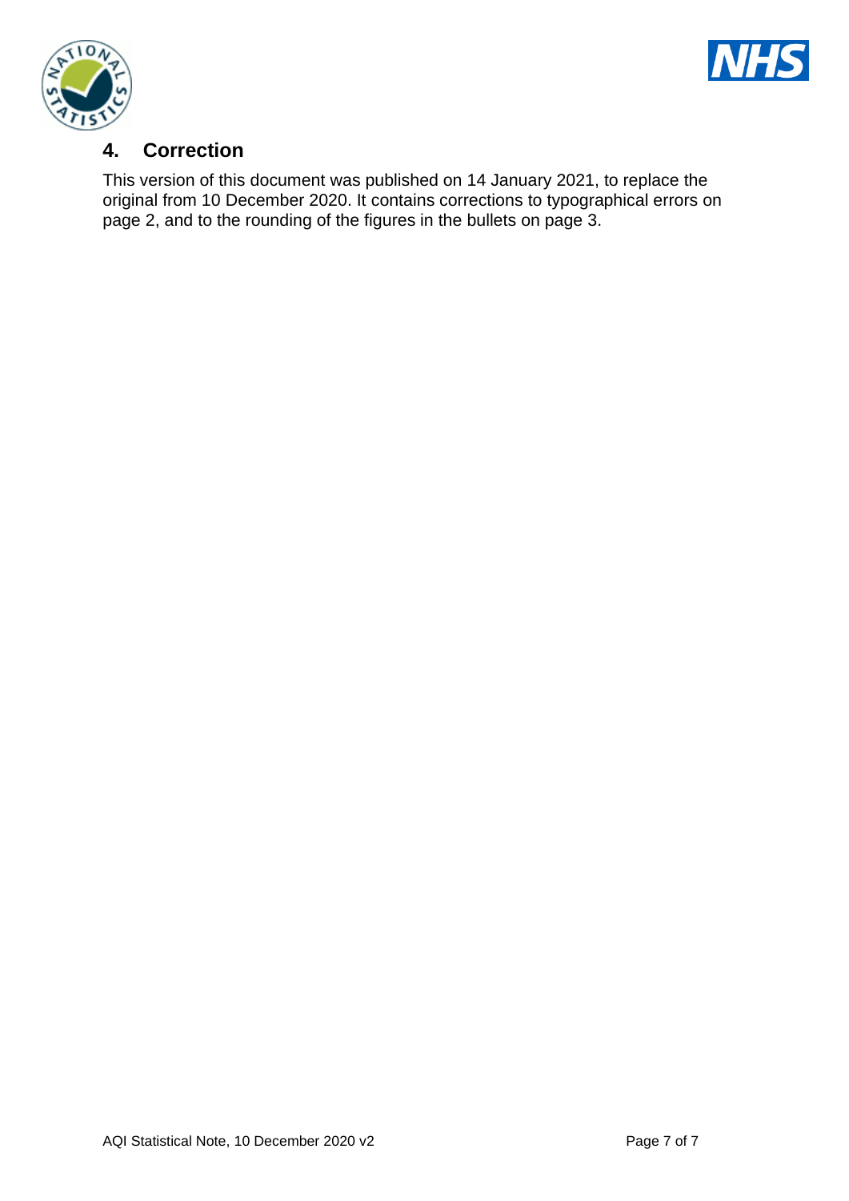## 4. Correction

This version of this document was published on 14 January 2021, to replace the original from 10 December 2020. It contains corrections to typographical errors on page 2, and to the rounding of the figures in the bullets on page 3.